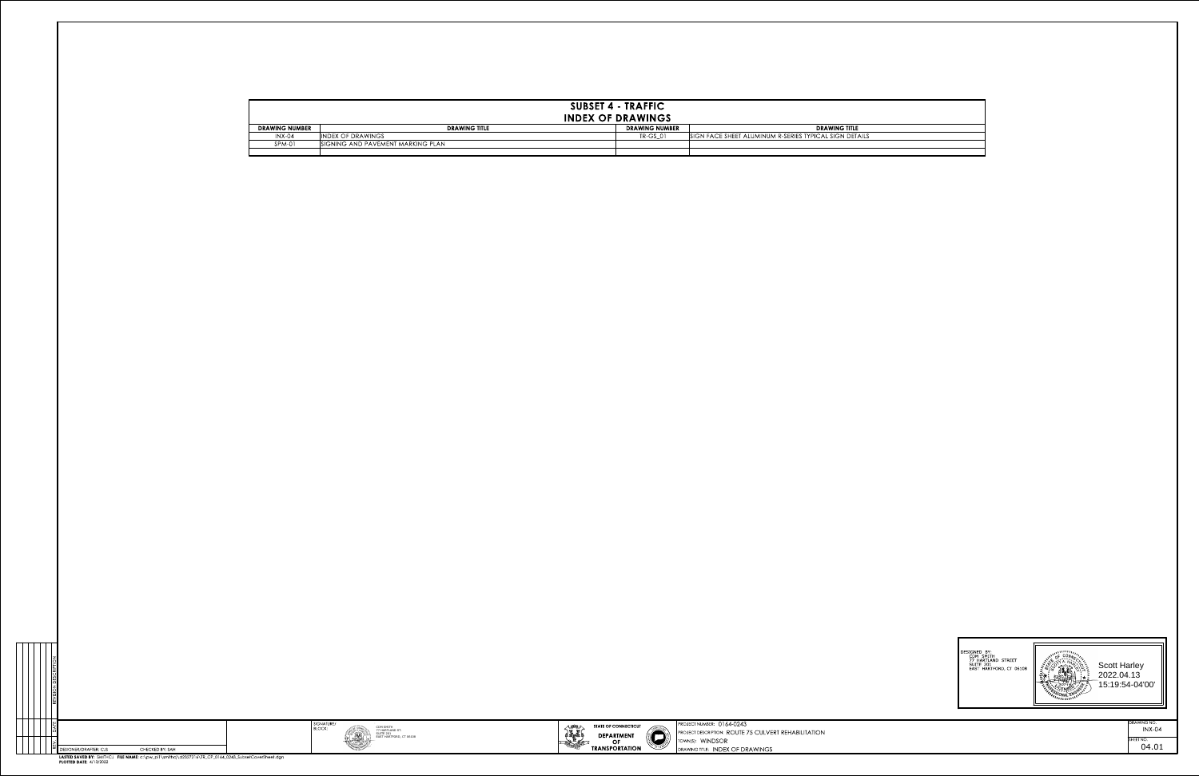## SUBSET 4 - TRAFFIC
## INDEX OF DRAWINGS

| DRAWING NUMBER | DRAWING TITLE | DRAWING NUMBER | DRAWING TITLE |
|---|---|---|---|
| INX-04 | INDEX OF DRAWINGS | TR-GS_01 | SIGN FACE SHEET ALUMINUM R-SERIES TYPICAL SIGN DETAILS |
| SPM-01 | SIGNING AND PAVEMENT MARKING PLAN | | |
| | | | |

DESIGNED BY:
CDM SMITH
77 HARTLAND STREET
SUITE 201
EAST HARTFORD, CT 06108

Scott Harley
2022.04.13
15:19:54-04'00'

| REV. | DATE | REVISION DESCRIPTION |
|---|---|---|
| | | |

DESIGNER/DRAFTER: CJS
CHECKED BY: SAH

SIGNATURE/BLOCK: CDM SMITH, 77 HARTLAND ST. SUITE 201, EAST HARTFORD, CT 06108

STATE OF CONNECTICUT
DEPARTMENT OF TRANSPORTATION

PROJECT NUMBER: 0164-0243
PROJECT DESCRIPTION: ROUTE 75 CULVERT REHABILITATION
TOWN(S): WINDSOR
DRAWING TITLE: INDEX OF DRAWINGS

DRAWING NO.: INX-04
SHEET NO.: 04.01

LASTED SAVED BY: SMITHCJ FILE NAME: c:\pw_pl1\smithcj\d3327316\TR_CP_0164_0243_SubsetCoverSheet.dgn
PLOTTED DATE: 4/13/2022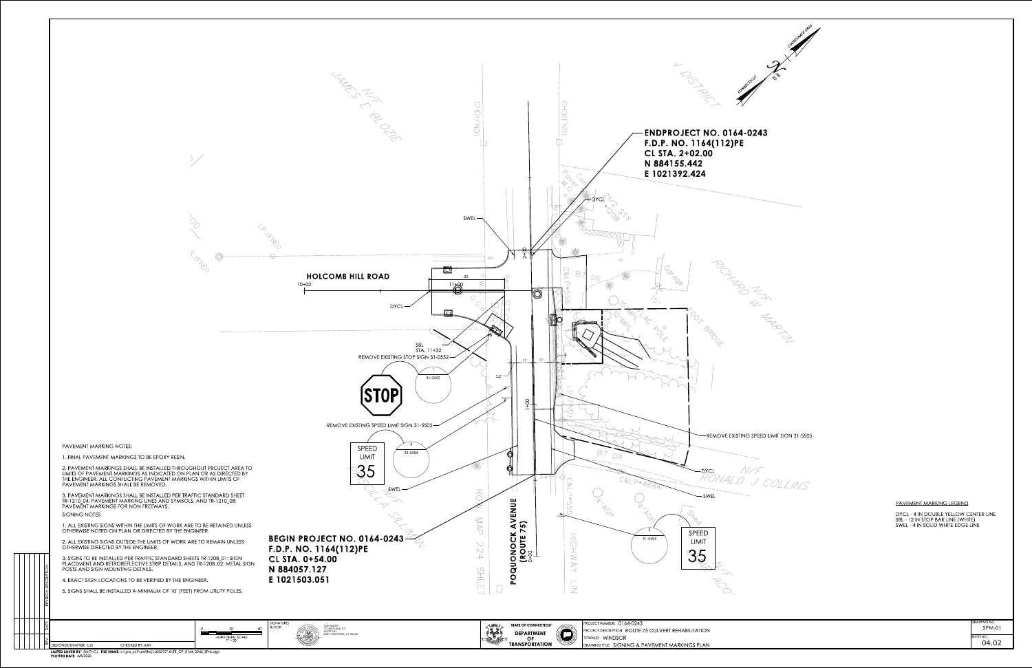**ENDPROJECT NO. 0164-0243**
**F.D.P. NO. 1164(112)PE**
**CL STA. 2+02.00**
**N 884155.442**
**E 1021392.424**

**HOLCOMB HILL ROAD**

SBL
STA. 11+32

REMOVE EXISTING STOP SIGN 31-0552

REMOVE EXISTING SPEED LIMIT SIGN 31-5505

REMOVE EXISTING SPEED LIMIT SIGN 31-5505

SPEED LIMIT 35

SWEL

DYCL

**BEGIN PROJECT NO. 0164-0243**
**F.D.P. NO. 1164(112)PE**
**CL STA. 0+54.00**
**N 884057.127**
**E 1021503.051**

**POQUONOCK AVENUE (ROUTE 75)**

PAVEMENT MARKING NOTES:

1. FINAL PAVEMENT MARKINGS TO BE EPOXY RESIN.
2. PAVEMENT MARKINGS SHALL BE INSTALLED THROUGHOUT PROJECT AREA TO LIMITS OF PAVEMENT MARKINGS AS INDICATED ON PLAN OR AS DIRECTED BY THE ENGINEER. ALL CONFLICTING PAVEMENT MARKINGS WITHIN LIMITS OF PAVEMENT MARKINGS SHALL BE REMOVED.
3. PAVEMENT MARKINGS SHALL BE INSTALLED PER TRAFFIC STANDARD SHEET TR-1210_04: PAVEMENT MARKING LINES AND SYMBOLS, AND TR-1210_08: PAVEMENT MARKINGS FOR NON FREEWAYS.

SIGNING NOTES:

1. ALL EXISTING SIGNS WITHIN THE LIMITS OF WORK ARE TO BE RETAINED UNLESS OTHERWISE NOTED ON PLAN OR DIRECTED BY THE ENGINEER.
2. ALL EXISTING SIGNS OUTSIDE THE LIMITS OF WORK ARE TO REMAIN UNLESS OTHERWISE DIRECTED BY THE ENGINEER.
3. SIGNS TO BE INSTALLED PER TRAFFIC STANDARD SHEETS TR-1208_01: SIGN PLACEMENT AND RETROREFLECTIVE STRIP DETAILS, AND TR-1208_02: METAL SIGN POSTS AND SIGN MOUNTING DETAILS.
4. EXACT SIGN LOCATIONS TO BE VERIFIED BY THE ENGINEER.
5. SIGNS SHALL BE INSTALLED A MINIMUM OF 10' (FEET) FROM UTILITY POLES.

PAVEMENT MARKING LEGEND

DYCL - 4 IN DOUBLE YELLOW CENTER LINE
SBL - 12 IN STOP BAR LINE (WHITE)
SWEL - 4 IN SOLID WHITE EDGE LINE

HORIZONTAL SCALE 1" = 20'

DESIGNER/DRAFTER: CJS   CHECKED BY: SAH

STATE OF CONNECTICUT DEPARTMENT OF TRANSPORTATION

PROJECT NUMBER: 0164-0243
PROJECT DESCRIPTION: ROUTE 75 CULVERT REHABILITATION
TOWN(S): WINDSOR
DRAWING TITLE: SIGNING & PAVEMENT MARKINGS PLAN

DRAWING NO. SPM-01
SHEET NO. 04.02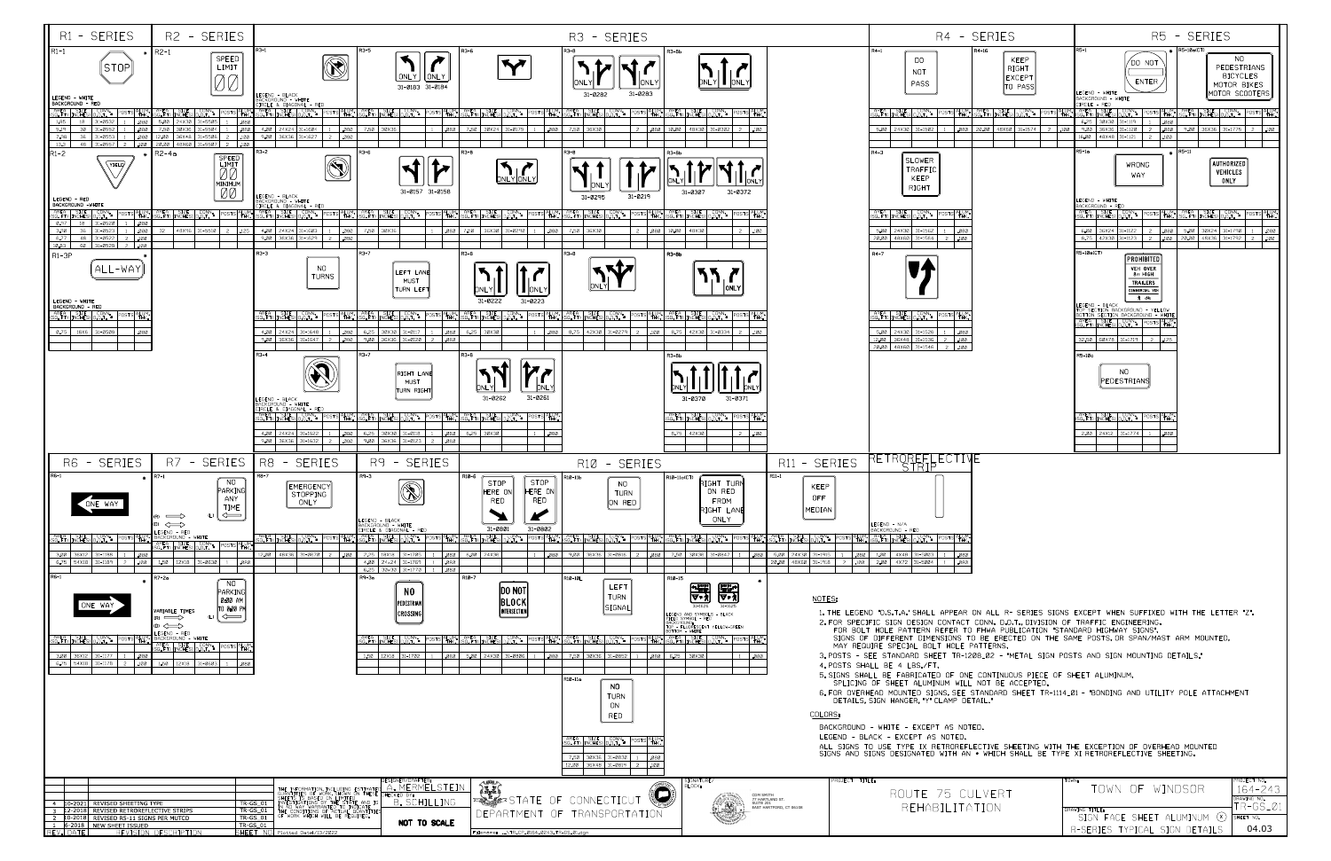# R1 - SERIES

**R1-1** *

STOP

LEGEND - WHITE
BACKGROUND - RED

| AREA (SQ.FT) | SIZE (INCHES) | CONN. D.O.T.# | POSTS | BLANK THK. |
|---|---|---|---|---|
| 1.25 | 18 | 31-0652 | 1 | .080 |
| 5.29 | 30 | 31-0652 | 1 | .080 |
| 7.46 | 36 | 31-0653 | 1 | .080 |
| 13.2 | 48 | 31-0657 | 2 | .100 |

**R1-2** *

YIELD

LEGEND - RED
BACKGROUND - WHITE

| AREA (SQ.FT) | SIZE (INCHES) | CONN. D.O.T.# | POSTS | BLANK THK. |
|---|---|---|---|---|
| 0.97 | 18 | 31-0620 | 1 | .080 |
| 3.90 | 36 | 31-0623 | 1 | .080 |
| 6.77 | 48 | 31-0622 | 2 | .100 |
| 10.83 | 62 | 31-0626 | 2 | .100 |

**R1-3P** *

ALL-WAY

LEGEND - WHITE
BACKGROUND - RED

| AREA (SQ.FT) | SIZE (INCHES) | CONN. D.O.T.# | POSTS | BLANK THK. |
|---|---|---|---|---|
| 0.75 | 18X6 | 31-0508 | | .080 |

# R2 - SERIES

**R2-1**

SPEED LIMIT 00

| AREA (SQ.FT) | SIZE (INCHES) | CONN. D.O.T.# | POSTS | BLANK THK. |
|---|---|---|---|---|
| 5.00 | 24X30 | 31-0585 | 1 | .080 |
| 7.50 | 30X36 | 31-0584 | 1 | .080 |
| 12.00 | 36X48 | 31-0586 | 2 | .100 |
| 20.00 | 48X60 | 31-0587 | 2 | .100 |

**R2-4a**

SPEED LIMIT 00 MINIMUM 00

| AREA (SQ.FT) | SIZE (INCHES) | CONN. D.O.T.# | POSTS | BLANK THK. |
|---|---|---|---|---|
| 32 | 48X96 | 31-0550 | 2 | .125 |

# R3 - SERIES

**R3-1** (No right turn symbol)

LEGEND - BLACK
BACKGROUND - WHITE
CIRCLE & DIAGONAL - RED

| AREA (SQ.FT) | SIZE (INCHES) | CONN. D.O.T.# | POSTS | BLANK THK. |
|---|---|---|---|---|
| 4.00 | 24X24 | 31-0081 | 1 | .080 |
| 9.00 | 36X36 | 31-0827 | 2 | .080 |

**R3-2** (No left turn symbol)

LEGEND - BLACK
BACKGROUND - WHITE
CIRCLE & DIAGONAL - RED

| AREA (SQ.FT) | SIZE (INCHES) | CONN. D.O.T.# | POSTS | BLANK THK. |
|---|---|---|---|---|
| 4.00 | 24X24 | 31-0083 | 1 | .080 |
| 9.00 | 36X36 | 31-0829 | 2 | .080 |

**R3-3**

NO TURNS

| AREA (SQ.FT) | SIZE (INCHES) | CONN. D.O.T.# | POSTS | BLANK THK. |
|---|---|---|---|---|
| 4.00 | 24X24 | 31-0640 | 1 | .080 |
| 9.00 | 36X36 | 31-0647 | 2 | .080 |

**R3-4** (No U-turn symbol)

LEGEND - BLACK
BACKGROUND - WHITE
CIRCLE & DIAGONAL - RED

| AREA (SQ.FT) | SIZE (INCHES) | CONN. D.O.T.# | POSTS | BLANK THK. |
|---|---|---|---|---|
| 4.00 | 24X24 | 31-1022 | 1 | .080 |
| 9.00 | 36X36 | 31-1032 | 2 | .080 |

**R3-5**

ONLY / ONLY
31-0183 31-0184

| AREA (SQ.FT) | SIZE (INCHES) | CONN. D.O.T.# | POSTS | BLANK THK. |
|---|---|---|---|---|
| 7.50 | 30X36 | | 1 | .080 |

**R3-6**

31-0157 31-0158

| AREA (SQ.FT) | SIZE (INCHES) | CONN. D.O.T.# | POSTS | BLANK THK. |
|---|---|---|---|---|
| 7.50 | 30X36 | | 1 | .080 |

**R3-7**

LEFT LANE MUST TURN LEFT

| AREA (SQ.FT) | SIZE (INCHES) | CONN. D.O.T.# | POSTS | BLANK THK. |
|---|---|---|---|---|
| 6.25 | 30X30 | 31-0817 | 1 | .080 |
| 9.00 | 36X36 | 31-0820 | 2 | .080 |

**R3-7**

RIGHT LANE MUST TURN RIGHT

| AREA (SQ.FT) | SIZE (INCHES) | CONN. D.O.T.# | POSTS | BLANK THK. |
|---|---|---|---|---|
| 6.25 | 30X30 | 31-0818 | 1 | .080 |
| 9.00 | 36X36 | 31-0823 | 2 | .080 |

**R3-6**

| AREA (SQ.FT) | SIZE (INCHES) | CONN. D.O.T.# | POSTS | BLANK THK. |
|---|---|---|---|---|
| 7.50 | 30X24 | 31-0079 | 1 | .080 |

**R3-6**

ONLY ONLY

| AREA (SQ.FT) | SIZE (INCHES) | CONN. D.O.T.# | POSTS | BLANK THK. |
|---|---|---|---|---|
| 7.50 | 36X30 | 31-0090 | 1 | .080 |

**R3-6**

ONLY / ONLY
31-0222 31-0223

| AREA (SQ.FT) | SIZE (INCHES) | CONN. D.O.T.# | POSTS | BLANK THK. |
|---|---|---|---|---|
| 6.25 | 30X30 | | 1 | .080 |

**R3-6**

ONLY / ONLY
31-0262 31-0261

| AREA (SQ.FT) | SIZE (INCHES) | CONN. D.O.T.# | POSTS | BLANK THK. |
|---|---|---|---|---|
| 6.25 | 30X30 | | 1 | .080 |

**R3-8**

ONLY / ONLY
31-0282 31-0283

| AREA (SQ.FT) | SIZE (INCHES) | CONN. D.O.T.# | POSTS | BLANK THK. |
|---|---|---|---|---|
| 7.50 | 36X30 | | 2 | .080 |

**R3-8**

ONLY
31-0295 31-0219

| AREA (SQ.FT) | SIZE (INCHES) | CONN. D.O.T.# | POSTS | BLANK THK. |
|---|---|---|---|---|
| 7.50 | 36X30 | | 2 | .080 |

**R3-8**

ONLY

| AREA (SQ.FT) | SIZE (INCHES) | CONN. D.O.T.# | POSTS | BLANK THK. |
|---|---|---|---|---|
| 8.75 | 42X30 | 31-0279 | 2 | .100 |

**R3-8b**

ONLY / ONLY

| AREA (SQ.FT) | SIZE (INCHES) | CONN. D.O.T.# | POSTS | BLANK THK. |
|---|---|---|---|---|
| 10.00 | 48X30 | 31-0302 | 2 | .100 |

**R3-8b**

ONLY / ONLY
31-0307 31-0372

| AREA (SQ.FT) | SIZE (INCHES) | CONN. D.O.T.# | POSTS | BLANK THK. |
|---|---|---|---|---|
| 10.00 | 48X30 | | 2 | .100 |

**R3-8b**

ONLY

| AREA (SQ.FT) | SIZE (INCHES) | CONN. D.O.T.# | POSTS | BLANK THK. |
|---|---|---|---|---|
| 8.75 | 42X30 | 31-0334 | 2 | .100 |

**R3-8b**

ONLY / ONLY
31-0370 31-0371

| AREA (SQ.FT) | SIZE (INCHES) | CONN. D.O.T.# | POSTS | BLANK THK. |
|---|---|---|---|---|
| 8.75 | 42X30 | | 2 | .100 |

# R4 - SERIES

**R4-1**

DO NOT PASS

| AREA (SQ.FT) | SIZE (INCHES) | CONN. D.O.T.# | POSTS | BLANK THK. |
|---|---|---|---|---|
| 5.00 | 24X30 | 31-0582 | 1 | .080 |

**R4-16**

KEEP RIGHT EXCEPT TO PASS

| AREA (SQ.FT) | SIZE (INCHES) | CONN. D.O.T.# | POSTS | BLANK THK. |
|---|---|---|---|---|
| 20.00 | 48X60 | 31-1574 | 2 | .100 |

**R4-3**

SLOWER TRAFFIC KEEP RIGHT

| AREA (SQ.FT) | SIZE (INCHES) | CONN. D.O.T.# | POSTS | BLANK THK. |
|---|---|---|---|---|
| 5.00 | 24X30 | 31-0562 | 1 | .080 |
| 20.00 | 48X60 | 31-1564 | 2 | .100 |

**R4-7**

| AREA (SQ.FT) | SIZE (INCHES) | CONN. D.O.T.# | POSTS | BLANK THK. |
|---|---|---|---|---|
| 5.00 | 24X30 | 31-0526 | 1 | .080 |
| 12.00 | 36X48 | 31-0536 | 2 | .080 |
| 20.00 | 48X60 | 31-0546 | 2 | .100 |

# R5 - SERIES

**R5-1**

DO NOT ENTER

LEGEND - WHITE
BACKGROUND - WHITE
CIRCLE - RED

| AREA (SQ.FT) | SIZE (INCHES) | CONN. D.O.T.# | POSTS | BLANK THK. |
|---|---|---|---|---|
| 6.25 | 30X30 | 31-119 | 1 | .080 |
| 9.00 | 36X36 | 31-120 | 2 | .080 |
| 16.00 | 48X48 | 31-121 | 2 | .100 |

**R5-10a(CT)**

NO PEDESTRIANS BICYCLES MOTOR BIKES MOTOR SCOOTERS

| AREA (SQ.FT) | SIZE (INCHES) | CONN. D.O.T.# | POSTS | BLANK THK. |
|---|---|---|---|---|
| 9.00 | 36X36 | 31-1775 | 2 | .080 |

**R5-1a**

WRONG WAY

LEGEND - WHITE
BACKGROUND - RED

| AREA (SQ.FT) | SIZE (INCHES) | CONN. D.O.T.# | POSTS | BLANK THK. |
|---|---|---|---|---|
| 5.00 | 36X24 | 31-0122 | 2 | .080 |
| 8.75 | 42X30 | 31-0123 | 2 | .100 |

**R5-11**

AUTHORIZED VEHICLES ONLY

| AREA (SQ.FT) | SIZE (INCHES) | CONN. D.O.T.# | POSTS | BLANK THK. |
|---|---|---|---|---|
| 5.00 | 30X24 | 31-1790 | 1 | .080 |
| 20.00 | 48X36 | 31-1792 | 2 | .100 |

**R5-10a(CT)**

PROHIBITED
VEH OVER 8'0" HIGH
TRAILERS
COMMERCIAL VEH

LEGEND - BLACK
TOP SECTION BACKGROUND - YELLOW
BOTTOM SECTION BACKGROUND - WHITE

| AREA (SQ.FT) | SIZE (INCHES) | CONN. D.O.T.# | POSTS | BLANK THK. |
|---|---|---|---|---|
| 32.00 | 48X78 | 31-1771 | 2 | .125 |

**R5-10c**

NO PEDESTRIANS

| AREA (SQ.FT) | SIZE (INCHES) | CONN. D.O.T.# | POSTS | BLANK THK. |
|---|---|---|---|---|
| 2.00 | 24X12 | 31-1774 | 1 | .080 |

# R6 - SERIES

**R6-1** *

ONE WAY

| AREA (SQ.FT) | SIZE (INCHES) | CONN. D.O.T.# | POSTS | BLANK THK. |
|---|---|---|---|---|
| 3.00 | 36X12 | 31-1168 | 1 | .080 |
| 6.75 | 54X18 | 31-1169 | 2 | .080 |

**R6-1** *

ONE WAY

| AREA (SQ.FT) | SIZE (INCHES) | CONN. D.O.T.# | POSTS | BLANK THK. |
|---|---|---|---|---|
| 3.00 | 36X12 | 31-1177 | 1 | .080 |
| 6.75 | 54X18 | 31-1178 | 2 | .080 |

# R7 - SERIES

**R7-1**

NO PARKING ANY TIME

(R) (B) (L)

LEGEND - RED
BACKGROUND - WHITE

| AREA (SQ.FT) | SIZE (INCHES) | CONN. D.O.T.# | POSTS | BLANK THK. |
|---|---|---|---|---|
| 1.50 | 12X18 | 31-0030 | 1 | .080 |

**R7-2a**

NO PARKING 0:00 AM TO 0:00 PM

VARIABLE TIMES

(R) (B) (L)

LEGEND - RED
BACKGROUND - WHITE

| AREA (SQ.FT) | SIZE (INCHES) | CONN. D.O.T.# | POSTS | BLANK THK. |
|---|---|---|---|---|
| 1.50 | 12X18 | 31-0603 | 1 | .080 |

# R8 - SERIES

**R8-7**

EMERGENCY STOPPING ONLY

| AREA (SQ.FT) | SIZE (INCHES) | CONN. D.O.T.# | POSTS | BLANK THK. |
|---|---|---|---|---|
| 12.00 | 48X36 | 31-0870 | 2 | .100 |

# R9 - SERIES

**R9-3** (No pedestrian symbol)

LEGEND - BLACK
BACKGROUND - WHITE
CIRCLE & DIAGONAL - RED

| AREA (SQ.FT) | SIZE (INCHES) | CONN. D.O.T.# | POSTS | BLANK THK. |
|---|---|---|---|---|
| 2.25 | 18X18 | 31-1785 | 1 | .080 |
| 4.00 | 24X24 | 31-1781 | 1 | .080 |
| 6.25 | 30X30 | 31-1773 | 1 | .080 |

**R9-3a**

NO PEDESTRIAN CROSSING

| AREA (SQ.FT) | SIZE (INCHES) | CONN. D.O.T.# | POSTS | BLANK THK. |
|---|---|---|---|---|
| 1.50 | 12X18 | 31-1702 | 1 | .080 |

# R10 - SERIES

**R10-6**

STOP HERE ON RED / STOP HERE ON RED
31-0801 31-0802

| AREA (SQ.FT) | SIZE (INCHES) | CONN. D.O.T.# | POSTS | BLANK THK. |
|---|---|---|---|---|
| 5.00 | 24X30 | | 1 | .080 |

**R10-7**

DO NOT BLOCK INTERSECTION

| AREA (SQ.FT) | SIZE (INCHES) | CONN. D.O.T.# | POSTS | BLANK THK. |
|---|---|---|---|---|
| 5.00 | 24X30 | 31-0806 | 1 | .080 |

**R10-11b**

NO TURN ON RED

| AREA (SQ.FT) | SIZE (INCHES) | CONN. D.O.T.# | POSTS | BLANK THK. |
|---|---|---|---|---|
| 9.00 | 36X36 | 31-0816 | 2 | .080 |

**R10-12L**

LEFT TURN SIGNAL

| AREA (SQ.FT) | SIZE (INCHES) | CONN. D.O.T.# | POSTS | BLANK THK. |
|---|---|---|---|---|
| 7.50 | 30X36 | 31-0852 | 1 | .080 |

**R10-11a**

NO TURN ON RED

| AREA (SQ.FT) | SIZE (INCHES) | CONN. D.O.T.# | POSTS | BLANK THK. |
|---|---|---|---|---|
| 7.50 | 30X36 | 31-0032 | 1 | .080 |
| 12.00 | 36X48 | 31-0809 | 2 | .100 |

**R10-11c(CT)**

RIGHT TURN ON RED FROM RIGHT LANE ONLY

| AREA (SQ.FT) | SIZE (INCHES) | CONN. D.O.T.# | POSTS | BLANK THK. |
|---|---|---|---|---|
| 7.50 | 30X36 | 31-0847 | 1 | .080 |

**R10-15** *

31-0825 31-0826

LEGEND AND SYMBOLS - BLACK
FIELD SYMBOL - RED
BACKGROUND
TOP - FLUORESCENT YELLOW-GREEN
BOTTOM - WHITE

| AREA (SQ.FT) | SIZE (INCHES) | CONN. D.O.T.# | POSTS | BLANK THK. |
|---|---|---|---|---|
| 6.25 | 30X30 | | 1 | .080 |

# R11 - SERIES

**R11-1**

KEEP OFF MEDIAN

| AREA (SQ.FT) | SIZE (INCHES) | CONN. D.O.T.# | POSTS | BLANK THK. |
|---|---|---|---|---|
| 6.00 | 24X36 | 31-1915 | 1 | .080 |
| 20.00 | 48X60 | 31-1918 | 2 | .100 |

# RETROREFLECTIVE STRIP

LEGEND - N/A
BACKGROUND - RED

| AREA (SQ.FT) | SIZE (INCHES) | CONN. D.O.T.# | POSTS | BLANK THK. |
|---|---|---|---|---|
| 1.00 | 4X48 | 31-5003 | 1 | .080 |
| 2.00 | 4X72 | 31-5004 | 1 | .080 |

## NOTES:

1. THE LEGEND "D.O.T.#" SHALL APPEAR ON ALL R- SERIES SIGNS EXCEPT WHEN SUFFIXED WITH THE LETTER "Z".
2. FOR SPECIFIC SIGN DESIGN CONTACT CONN. D.O.T., DIVISION OF TRAFFIC ENGINEERING. FOR BOLT HOLE PATTERN REFER TO FHWA PUBLICATION "STANDARD HIGHWAY SIGNS". SIGNS OF DIFFERENT DIMENSIONS TO BE ERECTED ON THE SAME POSTS, OR SPAN/MAST ARM MOUNTED, MAY REQUIRE SPECIAL BOLT HOLE PATTERNS.
3. POSTS - SEE STANDARD SHEET TR-1208_02 - "METAL SIGN POSTS AND SIGN MOUNTING DETAILS."
4. POSTS SHALL BE 4 LBS./FT.
5. SIGNS SHALL BE FABRICATED OF ONE CONTINUOUS PIECE OF SHEET ALUMINUM. SPLICING OF SHEET ALUMINUM WILL NOT BE ACCEPTED.
6. FOR OVERHEAD MOUNTED SIGNS, SEE STANDARD SHEET TR-1114_01 - "BONDING AND UTILITY POLE ATTACHMENT DETAILS, SIGN HANGER, "Y" CLAMP DETAIL."

## COLORS:

BACKGROUND - WHITE - EXCEPT AS NOTED.
LEGEND - BLACK - EXCEPT AS NOTED.
ALL SIGNS TO USE TYPE IX RETROREFLECTIVE SHEETING WITH THE EXCEPTION OF OVERHEAD MOUNTED SIGNS AND SIGNS DESIGNATED WITH AN * WHICH SHALL BE TYPE XI RETROREFLECTIVE SHEETING.

| REV. | DATE | REVISION DESCRIPTION | SHEET NO. |
|---|---|---|---|
| 4 | 10-2021 | REVISED SHEETING TYPE | TR-GS_01 |
| 3 | 12-2018 | REVISED RETROREFLECTIVE STRIPS | TR-GS_01 |
| 2 | 10-2018 | REVISED R5-11 SIGNS PER MUTCD | TR-GS_01 |
| 1 | 6-2018 | NEW SHEET ISSUED | TR-GS_01 |

THE INFORMATION, INCLUDING ESTIMATED QUANTITIES OF WORK, SHOWN ON THESE SHEETS IS BASED ON LIMITED INVESTIGATIONS BY THE STATE AND IN NO WAY WARRANTED TO INDICATE THE CONDITIONS OF ACTUAL QUANTITIES OF WORK WHICH WILL BE REQUIRED.

Plotted Date: 4/13/2022

DESIGNER/DRAFTER: A. MERMELSTEIN
CHECKED BY: B. SCHILLING

NOT TO SCALE

STATE OF CONNECTICUT
DEPARTMENT OF TRANSPORTATION

Filename: ...\TR_CP_0164_0243_TR-GS_01.dgn

SIGNATURE/BLOCK:

COR SMITH
77 HARTLAND ST.
SUITE 201
EAST HARTFORD, CT 06108

PROJECT TITLE: ROUTE 75 CULVERT REHABILITATION

TOWN: TOWN OF WINDSOR

DRAWING TITLE: SIGN FACE SHEET ALUMINUM (X) R-SERIES TYPICAL SIGN DETAILS

PROJECT NO. 164-243
DRAWING NO. TR-GS_01
SHEET NO. 04.03